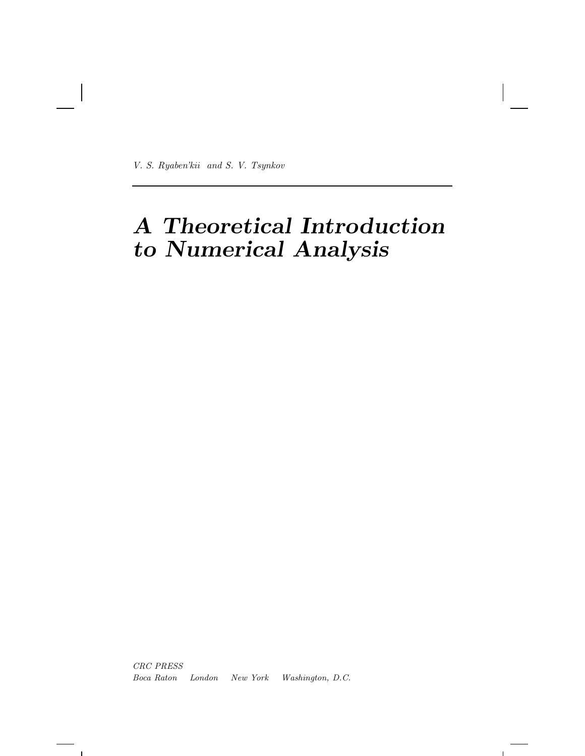*V. S. Ryaben'kii and S. V. Tsynkov*

---

# *A Theoretical Introduction to Numerical Analysis*

*CRC PRESS*
*Boca Raton London New York Washington, D.C.*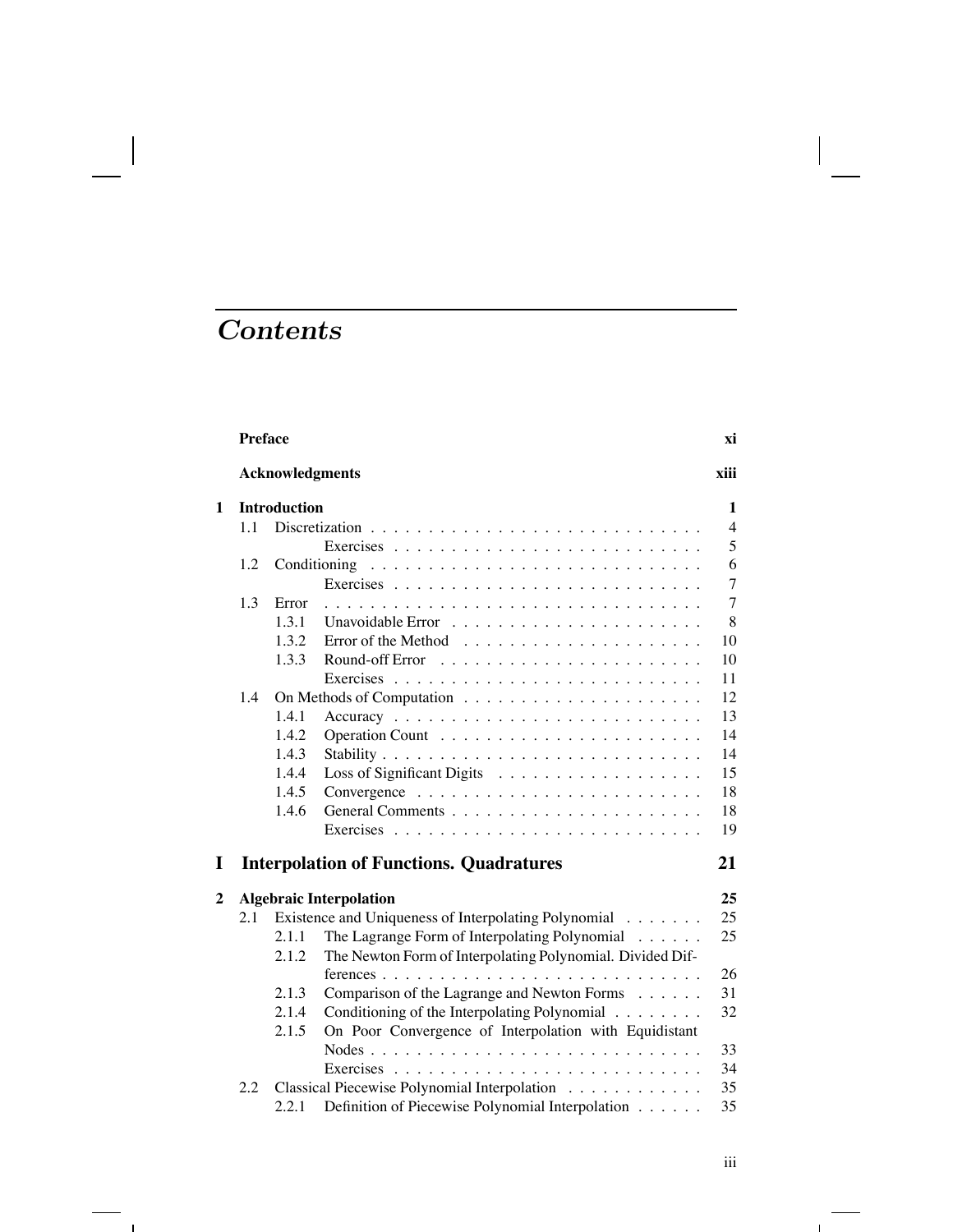# Contents

| | | | |
|---|---|---|---|
| **Preface** | | | **xi** |
| **Acknowledgments** | | | **xiii** |
| **1** | **Introduction** | | **1** |
| | 1.1 | Discretization | 4 |
| | | Exercises | 5 |
| | 1.2 | Conditioning | 6 |
| | | Exercises | 7 |
| | 1.3 | Error | 7 |
| | 1.3.1 | Unavoidable Error | 8 |
| | 1.3.2 | Error of the Method | 10 |
| | 1.3.3 | Round-off Error | 10 |
| | | Exercises | 11 |
| | 1.4 | On Methods of Computation | 12 |
| | 1.4.1 | Accuracy | 13 |
| | 1.4.2 | Operation Count | 14 |
| | 1.4.3 | Stability | 14 |
| | 1.4.4 | Loss of Significant Digits | 15 |
| | 1.4.5 | Convergence | 18 |
| | 1.4.6 | General Comments | 18 |
| | | Exercises | 19 |
| **I** | **Interpolation of Functions. Quadratures** | | **21** |
| **2** | **Algebraic Interpolation** | | **25** |
| | 2.1 | Existence and Uniqueness of Interpolating Polynomial | 25 |
| | 2.1.1 | The Lagrange Form of Interpolating Polynomial | 25 |
| | 2.1.2 | The Newton Form of Interpolating Polynomial. Divided Differences | 26 |
| | 2.1.3 | Comparison of the Lagrange and Newton Forms | 31 |
| | 2.1.4 | Conditioning of the Interpolating Polynomial | 32 |
| | 2.1.5 | On Poor Convergence of Interpolation with Equidistant Nodes | 33 |
| | | Exercises | 34 |
| | 2.2 | Classical Piecewise Polynomial Interpolation | 35 |
| | 2.2.1 | Definition of Piecewise Polynomial Interpolation | 35 |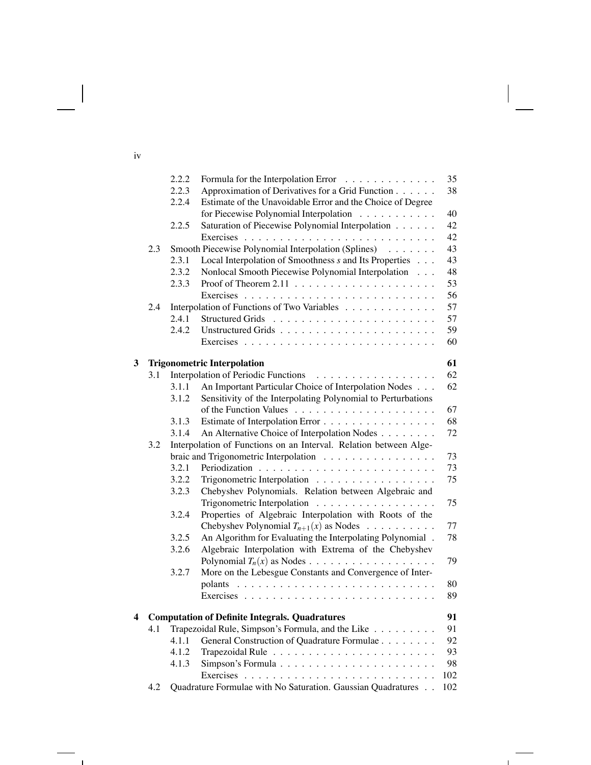| | | | |
|---|---|---|---|
| | 2.2.2 | Formula for the Interpolation Error | 35 |
| | 2.2.3 | Approximation of Derivatives for a Grid Function | 38 |
| | 2.2.4 | Estimate of the Unavoidable Error and the Choice of Degree for Piecewise Polynomial Interpolation | 40 |
| | 2.2.5 | Saturation of Piecewise Polynomial Interpolation | 42 |
| | | Exercises | 42 |
| 2.3 | | Smooth Piecewise Polynomial Interpolation (Splines) | 43 |
| | 2.3.1 | Local Interpolation of Smoothness $s$ and Its Properties | 43 |
| | 2.3.2 | Nonlocal Smooth Piecewise Polynomial Interpolation | 48 |
| | 2.3.3 | Proof of Theorem 2.11 | 53 |
| | | Exercises | 56 |
| 2.4 | | Interpolation of Functions of Two Variables | 57 |
| | 2.4.1 | Structured Grids | 57 |
| | 2.4.2 | Unstructured Grids | 59 |
| | | Exercises | 60 |

**3 Trigonometric Interpolation** **61**

| | | | |
|---|---|---|---|
| 3.1 | | Interpolation of Periodic Functions | 62 |
| | 3.1.1 | An Important Particular Choice of Interpolation Nodes | 62 |
| | 3.1.2 | Sensitivity of the Interpolating Polynomial to Perturbations of the Function Values | 67 |
| | 3.1.3 | Estimate of Interpolation Error | 68 |
| | 3.1.4 | An Alternative Choice of Interpolation Nodes | 72 |
| 3.2 | | Interpolation of Functions on an Interval. Relation between Algebraic and Trigonometric Interpolation | 73 |
| | 3.2.1 | Periodization | 73 |
| | 3.2.2 | Trigonometric Interpolation | 75 |
| | 3.2.3 | Chebyshev Polynomials. Relation between Algebraic and Trigonometric Interpolation | 75 |
| | 3.2.4 | Properties of Algebraic Interpolation with Roots of the Chebyshev Polynomial $T_{n+1}(x)$ as Nodes | 77 |
| | 3.2.5 | An Algorithm for Evaluating the Interpolating Polynomial | 78 |
| | 3.2.6 | Algebraic Interpolation with Extrema of the Chebyshev Polynomial $T_n(x)$ as Nodes | 79 |
| | 3.2.7 | More on the Lebesgue Constants and Convergence of Interpolants | 80 |
| | | Exercises | 89 |

**4 Computation of Definite Integrals. Quadratures** **91**

| | | | |
|---|---|---|---|
| 4.1 | | Trapezoidal Rule, Simpson's Formula, and the Like | 91 |
| | 4.1.1 | General Construction of Quadrature Formulae | 92 |
| | 4.1.2 | Trapezoidal Rule | 93 |
| | 4.1.3 | Simpson's Formula | 98 |
| | | Exercises | 102 |
| 4.2 | | Quadrature Formulae with No Saturation. Gaussian Quadratures | 102 |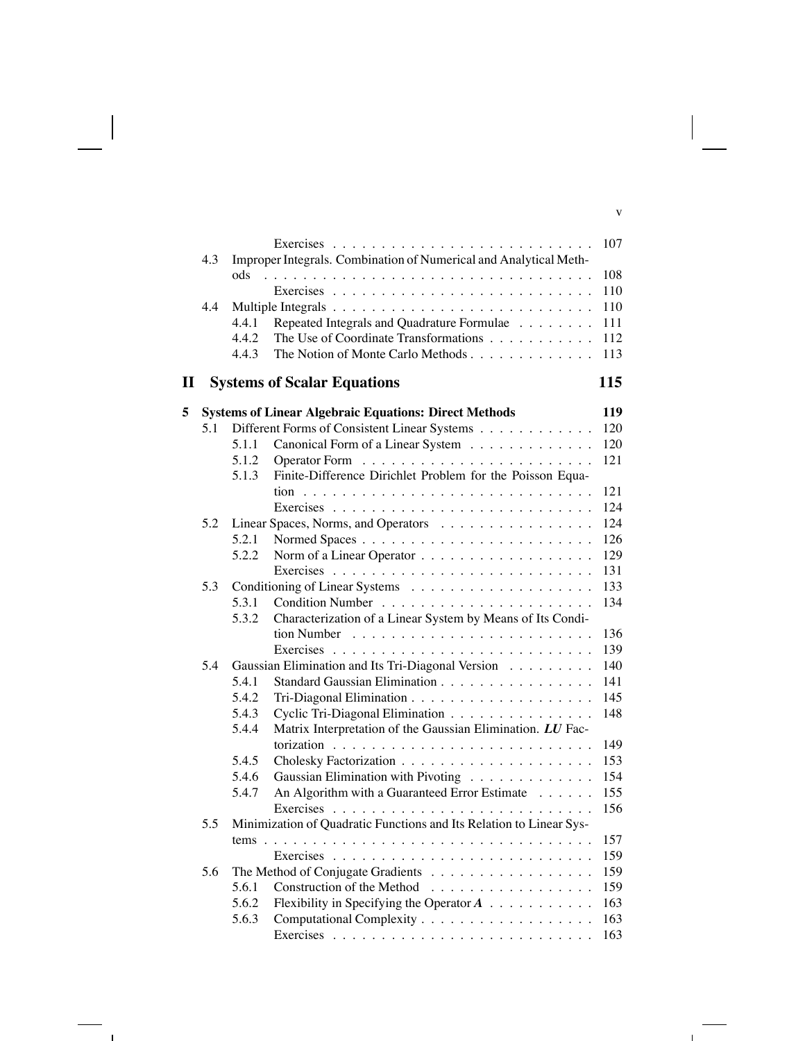| | | | |
|---|---|---|---|
| | | Exercises | 107 |
| 4.3 | | Improper Integrals. Combination of Numerical and Analytical Methods | 108 |
| | | Exercises | 110 |
| 4.4 | | Multiple Integrals | 110 |
| | 4.4.1 | Repeated Integrals and Quadrature Formulae | 111 |
| | 4.4.2 | The Use of Coordinate Transformations | 112 |
| | 4.4.3 | The Notion of Monte Carlo Methods | 113 |

# II Systems of Scalar Equations — 115

## 5 Systems of Linear Algebraic Equations: Direct Methods — 119

| | | | |
|---|---|---|---|
| 5.1 | | Different Forms of Consistent Linear Systems | 120 |
| | 5.1.1 | Canonical Form of a Linear System | 120 |
| | 5.1.2 | Operator Form | 121 |
| | 5.1.3 | Finite-Difference Dirichlet Problem for the Poisson Equation | 121 |
| | | Exercises | 124 |
| 5.2 | | Linear Spaces, Norms, and Operators | 124 |
| | 5.2.1 | Normed Spaces | 126 |
| | 5.2.2 | Norm of a Linear Operator | 129 |
| | | Exercises | 131 |
| 5.3 | | Conditioning of Linear Systems | 133 |
| | 5.3.1 | Condition Number | 134 |
| | 5.3.2 | Characterization of a Linear System by Means of Its Condition Number | 136 |
| | | Exercises | 139 |
| 5.4 | | Gaussian Elimination and Its Tri-Diagonal Version | 140 |
| | 5.4.1 | Standard Gaussian Elimination | 141 |
| | 5.4.2 | Tri-Diagonal Elimination | 145 |
| | 5.4.3 | Cyclic Tri-Diagonal Elimination | 148 |
| | 5.4.4 | Matrix Interpretation of the Gaussian Elimination. ***LU*** Factorization | 149 |
| | 5.4.5 | Cholesky Factorization | 153 |
| | 5.4.6 | Gaussian Elimination with Pivoting | 154 |
| | 5.4.7 | An Algorithm with a Guaranteed Error Estimate | 155 |
| | | Exercises | 156 |
| 5.5 | | Minimization of Quadratic Functions and Its Relation to Linear Systems | 157 |
| | | Exercises | 159 |
| 5.6 | | The Method of Conjugate Gradients | 159 |
| | 5.6.1 | Construction of the Method | 159 |
| | 5.6.2 | Flexibility in Specifying the Operator ***A*** | 163 |
| | 5.6.3 | Computational Complexity | 163 |
| | | Exercises | 163 |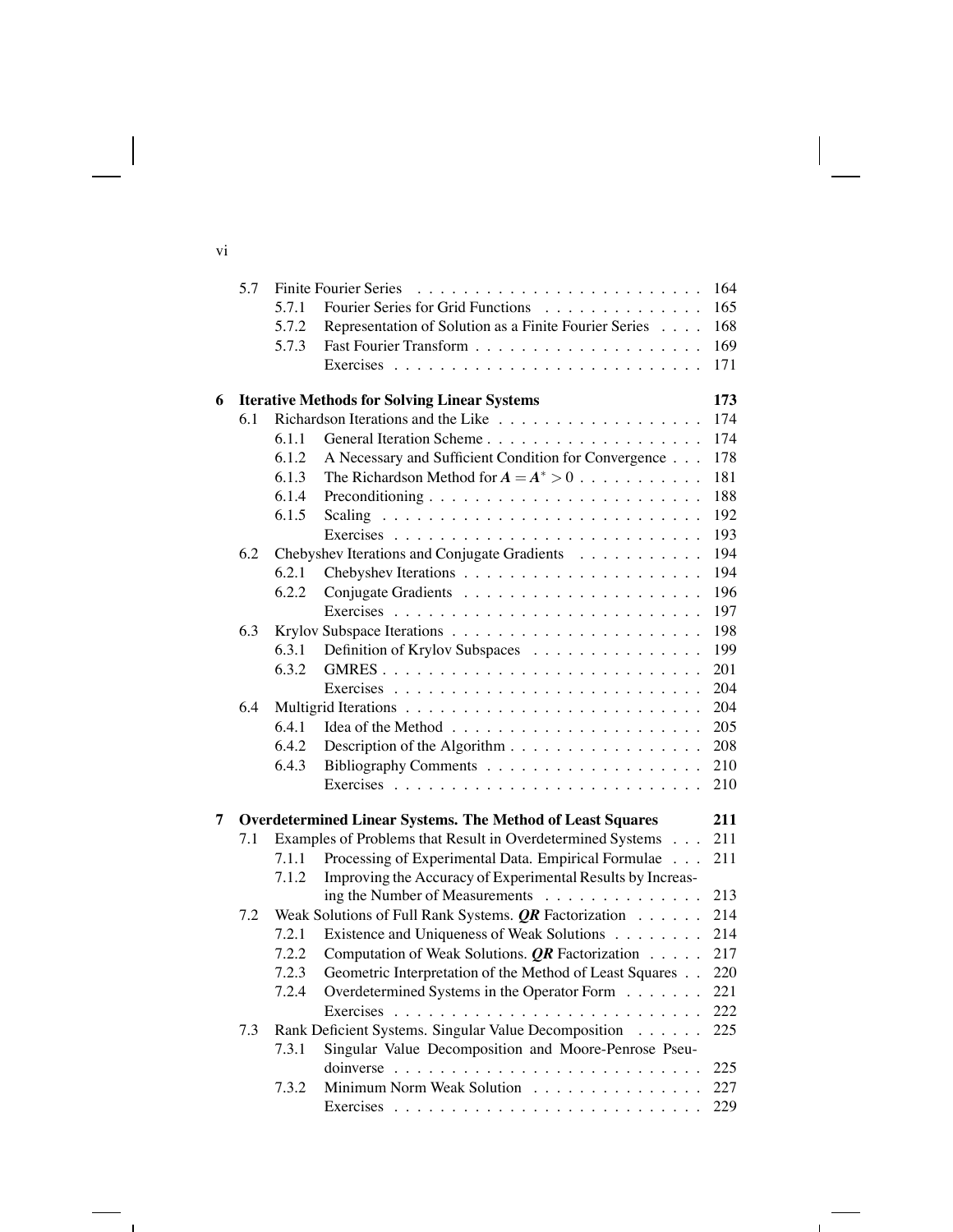| | | | |
|---|---|---|---|
| 5.7 | | Finite Fourier Series | 164 |
| | 5.7.1 | Fourier Series for Grid Functions | 165 |
| | 5.7.2 | Representation of Solution as a Finite Fourier Series | 168 |
| | 5.7.3 | Fast Fourier Transform | 169 |
| | | Exercises | 171 |
| **6** | | **Iterative Methods for Solving Linear Systems** | **173** |
| 6.1 | | Richardson Iterations and the Like | 174 |
| | 6.1.1 | General Iteration Scheme | 174 |
| | 6.1.2 | A Necessary and Sufficient Condition for Convergence | 178 |
| | 6.1.3 | The Richardson Method for $\boldsymbol{A} = \boldsymbol{A}^* > 0$ | 181 |
| | 6.1.4 | Preconditioning | 188 |
| | 6.1.5 | Scaling | 192 |
| | | Exercises | 193 |
| 6.2 | | Chebyshev Iterations and Conjugate Gradients | 194 |
| | 6.2.1 | Chebyshev Iterations | 194 |
| | 6.2.2 | Conjugate Gradients | 196 |
| | | Exercises | 197 |
| 6.3 | | Krylov Subspace Iterations | 198 |
| | 6.3.1 | Definition of Krylov Subspaces | 199 |
| | 6.3.2 | GMRES | 201 |
| | | Exercises | 204 |
| 6.4 | | Multigrid Iterations | 204 |
| | 6.4.1 | Idea of the Method | 205 |
| | 6.4.2 | Description of the Algorithm | 208 |
| | 6.4.3 | Bibliography Comments | 210 |
| | | Exercises | 210 |
| **7** | | **Overdetermined Linear Systems. The Method of Least Squares** | **211** |
| 7.1 | | Examples of Problems that Result in Overdetermined Systems | 211 |
| | 7.1.1 | Processing of Experimental Data. Empirical Formulae | 211 |
| | 7.1.2 | Improving the Accuracy of Experimental Results by Increasing the Number of Measurements | 213 |
| 7.2 | | Weak Solutions of Full Rank Systems. $\boldsymbol{QR}$ Factorization | 214 |
| | 7.2.1 | Existence and Uniqueness of Weak Solutions | 214 |
| | 7.2.2 | Computation of Weak Solutions. $\boldsymbol{QR}$ Factorization | 217 |
| | 7.2.3 | Geometric Interpretation of the Method of Least Squares | 220 |
| | 7.2.4 | Overdetermined Systems in the Operator Form | 221 |
| | | Exercises | 222 |
| 7.3 | | Rank Deficient Systems. Singular Value Decomposition | 225 |
| | 7.3.1 | Singular Value Decomposition and Moore-Penrose Pseudoinverse | 225 |
| | 7.3.2 | Minimum Norm Weak Solution | 227 |
| | | Exercises | 229 |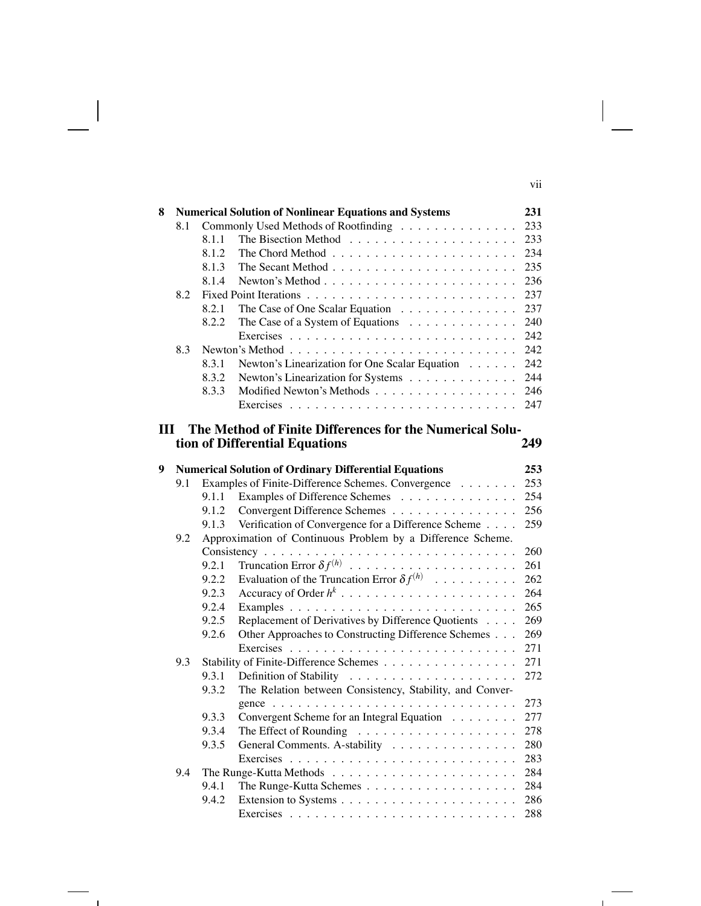| | | | | |
|---|---|---|---|---|
| **8** | **Numerical Solution of Nonlinear Equations and Systems** | | | **231** |
| | 8.1 | Commonly Used Methods of Rootfinding | | 233 |
| | | 8.1.1 | The Bisection Method | 233 |
| | | 8.1.2 | The Chord Method | 234 |
| | | 8.1.3 | The Secant Method | 235 |
| | | 8.1.4 | Newton's Method | 236 |
| | 8.2 | Fixed Point Iterations | | 237 |
| | | 8.2.1 | The Case of One Scalar Equation | 237 |
| | | 8.2.2 | The Case of a System of Equations | 240 |
| | | | Exercises | 242 |
| | 8.3 | Newton's Method | | 242 |
| | | 8.3.1 | Newton's Linearization for One Scalar Equation | 242 |
| | | 8.3.2 | Newton's Linearization for Systems | 244 |
| | | 8.3.3 | Modified Newton's Methods | 246 |
| | | | Exercises | 247 |

## III The Method of Finite Differences for the Numerical Solution of Differential Equations 249

| | | | | |
|---|---|---|---|---|
| **9** | **Numerical Solution of Ordinary Differential Equations** | | | **253** |
| | 9.1 | Examples of Finite-Difference Schemes. Convergence | | 253 |
| | | 9.1.1 | Examples of Difference Schemes | 254 |
| | | 9.1.2 | Convergent Difference Schemes | 256 |
| | | 9.1.3 | Verification of Convergence for a Difference Scheme | 259 |
| | 9.2 | Approximation of Continuous Problem by a Difference Scheme. Consistency | | 260 |
| | | 9.2.1 | Truncation Error $\delta f^{(h)}$ | 261 |
| | | 9.2.2 | Evaluation of the Truncation Error $\delta f^{(h)}$ | 262 |
| | | 9.2.3 | Accuracy of Order $h^k$ | 264 |
| | | 9.2.4 | Examples | 265 |
| | | 9.2.5 | Replacement of Derivatives by Difference Quotients | 269 |
| | | 9.2.6 | Other Approaches to Constructing Difference Schemes | 269 |
| | | | Exercises | 271 |
| | 9.3 | Stability of Finite-Difference Schemes | | 271 |
| | | 9.3.1 | Definition of Stability | 272 |
| | | 9.3.2 | The Relation between Consistency, Stability, and Convergence | 273 |
| | | 9.3.3 | Convergent Scheme for an Integral Equation | 277 |
| | | 9.3.4 | The Effect of Rounding | 278 |
| | | 9.3.5 | General Comments. A-stability | 280 |
| | | | Exercises | 283 |
| | 9.4 | The Runge-Kutta Methods | | 284 |
| | | 9.4.1 | The Runge-Kutta Schemes | 284 |
| | | 9.4.2 | Extension to Systems | 286 |
| | | | Exercises | 288 |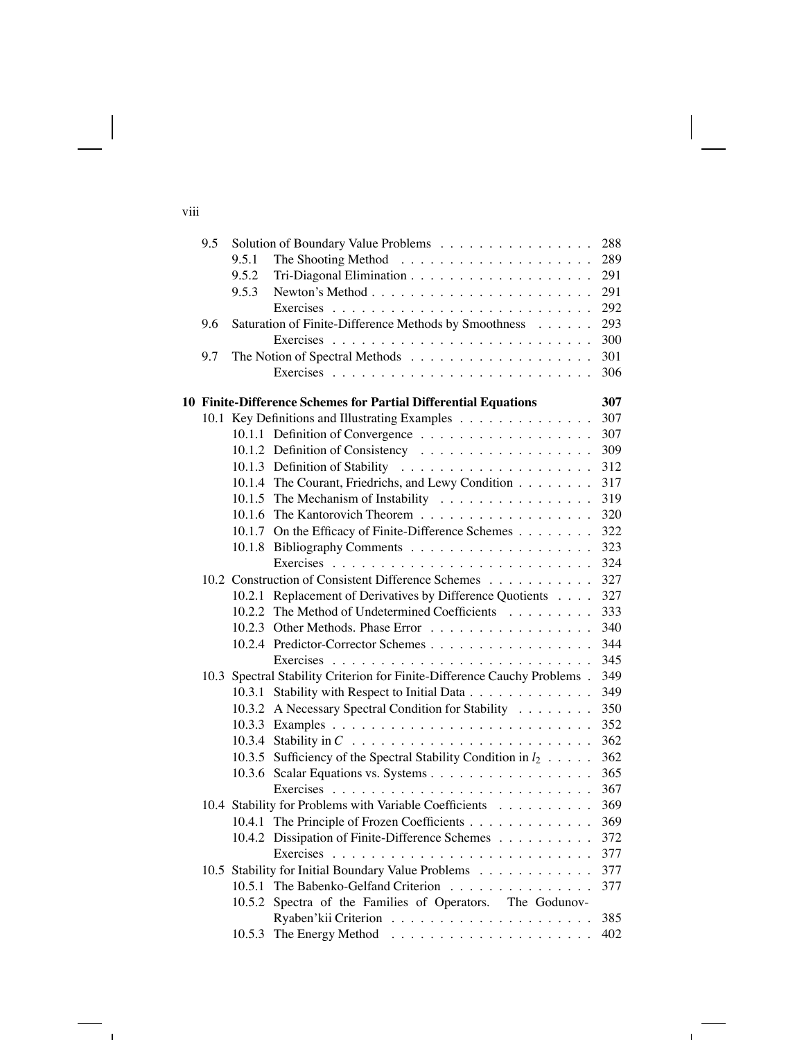| | | | |
|---|---|---|---|
| 9.5 | Solution of Boundary Value Problems | | 288 |
| | 9.5.1 | The Shooting Method | 289 |
| | 9.5.2 | Tri-Diagonal Elimination | 291 |
| | 9.5.3 | Newton's Method | 291 |
| | | Exercises | 292 |
| 9.6 | Saturation of Finite-Difference Methods by Smoothness | | 293 |
| | | Exercises | 300 |
| 9.7 | The Notion of Spectral Methods | | 301 |
| | | Exercises | 306 |

**10 Finite-Difference Schemes for Partial Differential Equations** **307**

| | | | |
|---|---|---|---|
| 10.1 | Key Definitions and Illustrating Examples | | 307 |
| | 10.1.1 | Definition of Convergence | 307 |
| | 10.1.2 | Definition of Consistency | 309 |
| | 10.1.3 | Definition of Stability | 312 |
| | 10.1.4 | The Courant, Friedrichs, and Lewy Condition | 317 |
| | 10.1.5 | The Mechanism of Instability | 319 |
| | 10.1.6 | The Kantorovich Theorem | 320 |
| | 10.1.7 | On the Efficacy of Finite-Difference Schemes | 322 |
| | 10.1.8 | Bibliography Comments | 323 |
| | | Exercises | 324 |
| 10.2 | Construction of Consistent Difference Schemes | | 327 |
| | 10.2.1 | Replacement of Derivatives by Difference Quotients | 327 |
| | 10.2.2 | The Method of Undetermined Coefficients | 333 |
| | 10.2.3 | Other Methods. Phase Error | 340 |
| | 10.2.4 | Predictor-Corrector Schemes | 344 |
| | | Exercises | 345 |
| 10.3 | Spectral Stability Criterion for Finite-Difference Cauchy Problems | | 349 |
| | 10.3.1 | Stability with Respect to Initial Data | 349 |
| | 10.3.2 | A Necessary Spectral Condition for Stability | 350 |
| | 10.3.3 | Examples | 352 |
| | 10.3.4 | Stability in $C$ | 362 |
| | 10.3.5 | Sufficiency of the Spectral Stability Condition in $l_2$ | 362 |
| | 10.3.6 | Scalar Equations vs. Systems | 365 |
| | | Exercises | 367 |
| 10.4 | Stability for Problems with Variable Coefficients | | 369 |
| | 10.4.1 | The Principle of Frozen Coefficients | 369 |
| | 10.4.2 | Dissipation of Finite-Difference Schemes | 372 |
| | | Exercises | 377 |
| 10.5 | Stability for Initial Boundary Value Problems | | 377 |
| | 10.5.1 | The Babenko-Gelfand Criterion | 377 |
| | 10.5.2 | Spectra of the Families of Operators. The Godunov-Ryaben'kii Criterion | 385 |
| | 10.5.3 | The Energy Method | 402 |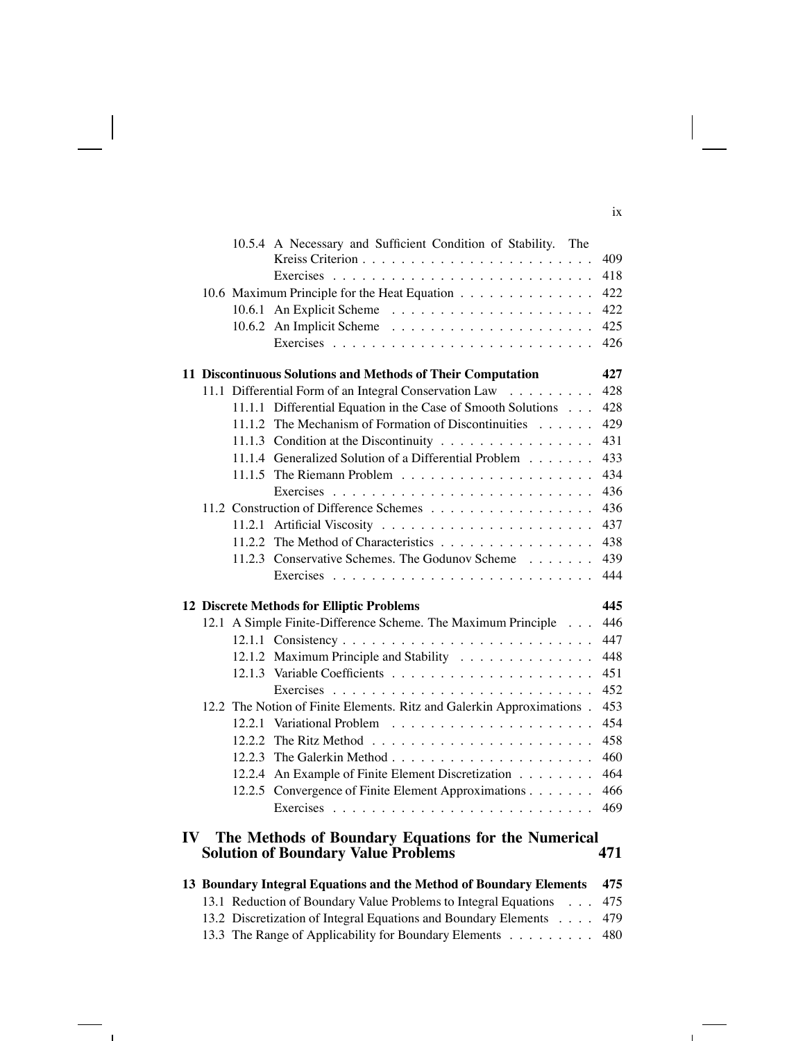10.5.4 A Necessary and Sufficient Condition of Stability. The Kreiss Criterion . . . . . . . . . . . . . . . . . . . . . . . . 409
Exercises . . . . . . . . . . . . . . . . . . . . . . . . . . 418

10.6 Maximum Principle for the Heat Equation . . . . . . . . . . . . . 422
10.6.1 An Explicit Scheme . . . . . . . . . . . . . . . . . . . . 422
10.6.2 An Implicit Scheme . . . . . . . . . . . . . . . . . . . . 425
Exercises . . . . . . . . . . . . . . . . . . . . . . . . . . 426

**11 Discontinuous Solutions and Methods of Their Computation 427**

11.1 Differential Form of an Integral Conservation Law . . . . . . . . . 428
11.1.1 Differential Equation in the Case of Smooth Solutions . . . 428
11.1.2 The Mechanism of Formation of Discontinuities . . . . . . 429
11.1.3 Condition at the Discontinuity . . . . . . . . . . . . . . . 431
11.1.4 Generalized Solution of a Differential Problem . . . . . . . 433
11.1.5 The Riemann Problem . . . . . . . . . . . . . . . . . . . 434
Exercises . . . . . . . . . . . . . . . . . . . . . . . . . . 436

11.2 Construction of Difference Schemes . . . . . . . . . . . . . . . . 436
11.2.1 Artificial Viscosity . . . . . . . . . . . . . . . . . . . . . 437
11.2.2 The Method of Characteristics . . . . . . . . . . . . . . . 438
11.2.3 Conservative Schemes. The Godunov Scheme . . . . . . . 439
Exercises . . . . . . . . . . . . . . . . . . . . . . . . . . 444

**12 Discrete Methods for Elliptic Problems 445**

12.1 A Simple Finite-Difference Scheme. The Maximum Principle . . . 446
12.1.1 Consistency . . . . . . . . . . . . . . . . . . . . . . . . . 447
12.1.2 Maximum Principle and Stability . . . . . . . . . . . . . . 448
12.1.3 Variable Coefficients . . . . . . . . . . . . . . . . . . . . 451
Exercises . . . . . . . . . . . . . . . . . . . . . . . . . . 452

12.2 The Notion of Finite Elements. Ritz and Galerkin Approximations . 453
12.2.1 Variational Problem . . . . . . . . . . . . . . . . . . . . 454
12.2.2 The Ritz Method . . . . . . . . . . . . . . . . . . . . . . 458
12.2.3 The Galerkin Method . . . . . . . . . . . . . . . . . . . . 460
12.2.4 An Example of Finite Element Discretization . . . . . . . . 464
12.2.5 Convergence of Finite Element Approximations . . . . . . . 466
Exercises . . . . . . . . . . . . . . . . . . . . . . . . . . 469

# IV The Methods of Boundary Equations for the Numerical Solution of Boundary Value Problems 471

**13 Boundary Integral Equations and the Method of Boundary Elements 475**

13.1 Reduction of Boundary Value Problems to Integral Equations . . . 475
13.2 Discretization of Integral Equations and Boundary Elements . . . . 479
13.3 The Range of Applicability for Boundary Elements . . . . . . . . . 480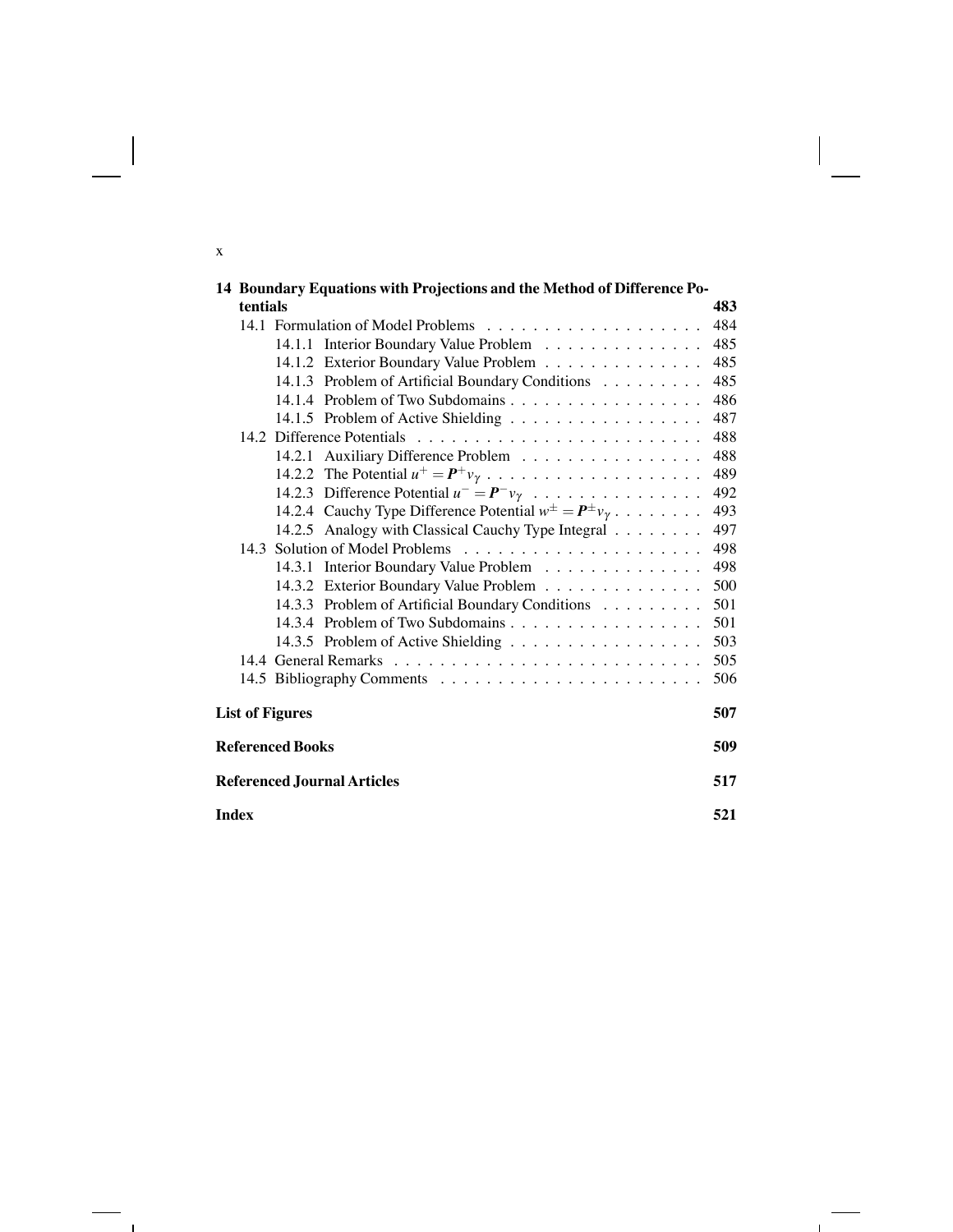**14 Boundary Equations with Projections and the Method of Difference Potentials** 483

- 14.1 Formulation of Model Problems . . . . . . . . . . . . . . . . . . . 484
  - 14.1.1 Interior Boundary Value Problem . . . . . . . . . . . . . . 485
  - 14.1.2 Exterior Boundary Value Problem . . . . . . . . . . . . . . 485
  - 14.1.3 Problem of Artificial Boundary Conditions . . . . . . . . . 485
  - 14.1.4 Problem of Two Subdomains . . . . . . . . . . . . . . . . . 486
  - 14.1.5 Problem of Active Shielding . . . . . . . . . . . . . . . . . 487
- 14.2 Difference Potentials . . . . . . . . . . . . . . . . . . . . . . . . . 488
  - 14.2.1 Auxiliary Difference Problem . . . . . . . . . . . . . . . . 488
  - 14.2.2 The Potential $u^+ = \boldsymbol{P}^+ v_\gamma$ . . . . . . . . . . . . . . . . . . 489
  - 14.2.3 Difference Potential $u^- = \boldsymbol{P}^- v_\gamma$ . . . . . . . . . . . . . . 492
  - 14.2.4 Cauchy Type Difference Potential $w^\pm = \boldsymbol{P}^\pm v_\gamma$ . . . . . . . . 493
  - 14.2.5 Analogy with Classical Cauchy Type Integral . . . . . . . . 497
- 14.3 Solution of Model Problems . . . . . . . . . . . . . . . . . . . . . 498
  - 14.3.1 Interior Boundary Value Problem . . . . . . . . . . . . . . 498
  - 14.3.2 Exterior Boundary Value Problem . . . . . . . . . . . . . . 500
  - 14.3.3 Problem of Artificial Boundary Conditions . . . . . . . . . 501
  - 14.3.4 Problem of Two Subdomains . . . . . . . . . . . . . . . . . 501
  - 14.3.5 Problem of Active Shielding . . . . . . . . . . . . . . . . . 503
- 14.4 General Remarks . . . . . . . . . . . . . . . . . . . . . . . . . . . 505
- 14.5 Bibliography Comments . . . . . . . . . . . . . . . . . . . . . . . 506

**List of Figures** 507

**Referenced Books** 509

**Referenced Journal Articles** 517

**Index** 521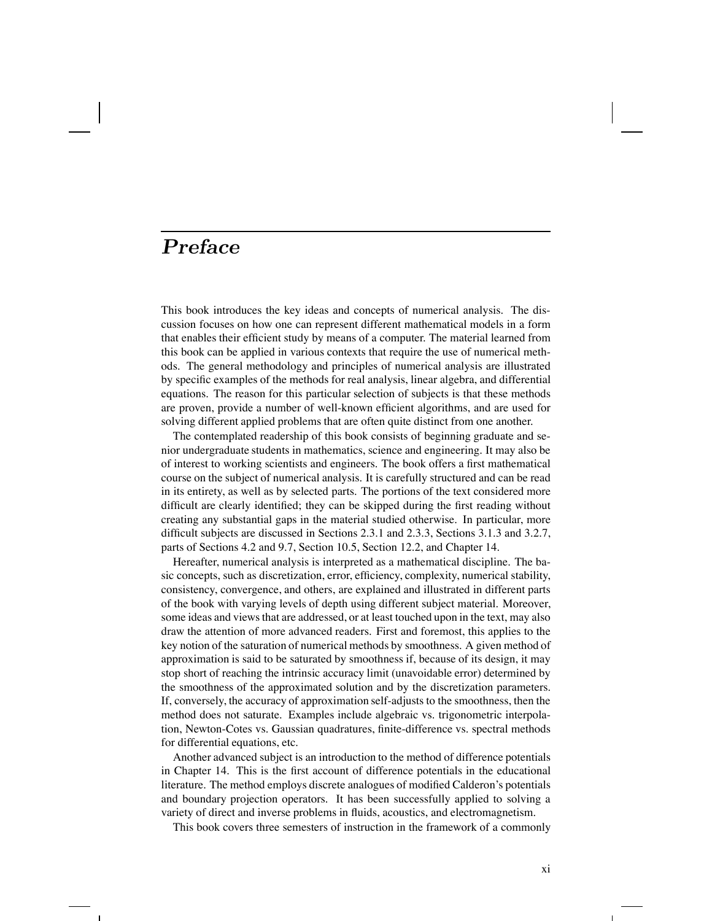# *Preface*

This book introduces the key ideas and concepts of numerical analysis. The discussion focuses on how one can represent different mathematical models in a form that enables their efficient study by means of a computer. The material learned from this book can be applied in various contexts that require the use of numerical methods. The general methodology and principles of numerical analysis are illustrated by specific examples of the methods for real analysis, linear algebra, and differential equations. The reason for this particular selection of subjects is that these methods are proven, provide a number of well-known efficient algorithms, and are used for solving different applied problems that are often quite distinct from one another.

The contemplated readership of this book consists of beginning graduate and senior undergraduate students in mathematics, science and engineering. It may also be of interest to working scientists and engineers. The book offers a first mathematical course on the subject of numerical analysis. It is carefully structured and can be read in its entirety, as well as by selected parts. The portions of the text considered more difficult are clearly identified; they can be skipped during the first reading without creating any substantial gaps in the material studied otherwise. In particular, more difficult subjects are discussed in Sections 2.3.1 and 2.3.3, Sections 3.1.3 and 3.2.7, parts of Sections 4.2 and 9.7, Section 10.5, Section 12.2, and Chapter 14.

Hereafter, numerical analysis is interpreted as a mathematical discipline. The basic concepts, such as discretization, error, efficiency, complexity, numerical stability, consistency, convergence, and others, are explained and illustrated in different parts of the book with varying levels of depth using different subject material. Moreover, some ideas and views that are addressed, or at least touched upon in the text, may also draw the attention of more advanced readers. First and foremost, this applies to the key notion of the saturation of numerical methods by smoothness. A given method of approximation is said to be saturated by smoothness if, because of its design, it may stop short of reaching the intrinsic accuracy limit (unavoidable error) determined by the smoothness of the approximated solution and by the discretization parameters. If, conversely, the accuracy of approximation self-adjusts to the smoothness, then the method does not saturate. Examples include algebraic vs. trigonometric interpolation, Newton-Cotes vs. Gaussian quadratures, finite-difference vs. spectral methods for differential equations, etc.

Another advanced subject is an introduction to the method of difference potentials in Chapter 14. This is the first account of difference potentials in the educational literature. The method employs discrete analogues of modified Calderon's potentials and boundary projection operators. It has been successfully applied to solving a variety of direct and inverse problems in fluids, acoustics, and electromagnetism.

This book covers three semesters of instruction in the framework of a commonly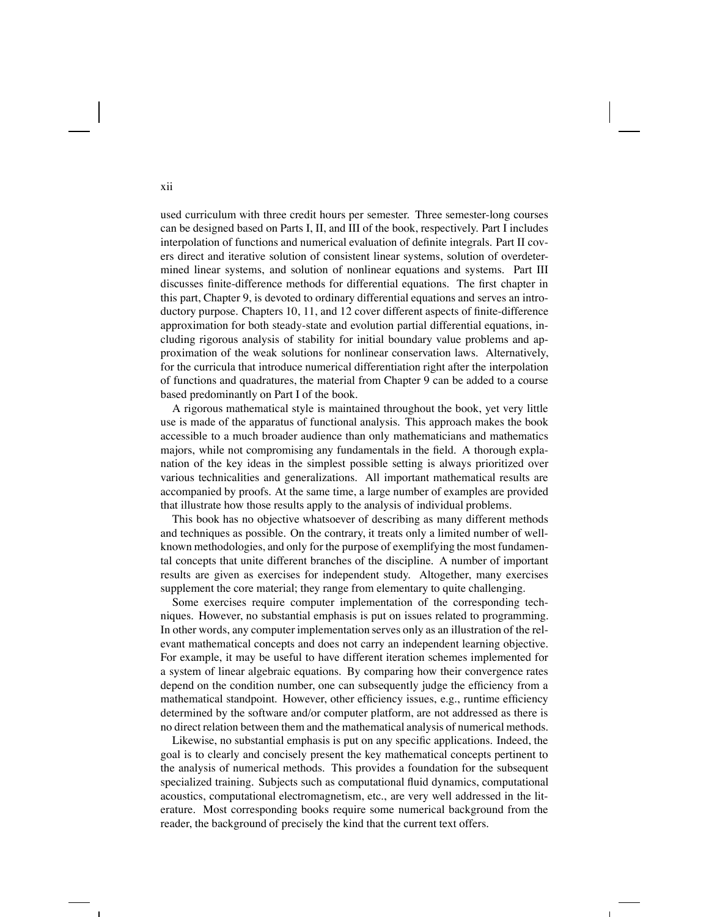used curriculum with three credit hours per semester. Three semester-long courses can be designed based on Parts I, II, and III of the book, respectively. Part I includes interpolation of functions and numerical evaluation of definite integrals. Part II covers direct and iterative solution of consistent linear systems, solution of overdetermined linear systems, and solution of nonlinear equations and systems. Part III discusses finite-difference methods for differential equations. The first chapter in this part, Chapter 9, is devoted to ordinary differential equations and serves an introductory purpose. Chapters 10, 11, and 12 cover different aspects of finite-difference approximation for both steady-state and evolution partial differential equations, including rigorous analysis of stability for initial boundary value problems and approximation of the weak solutions for nonlinear conservation laws. Alternatively, for the curricula that introduce numerical differentiation right after the interpolation of functions and quadratures, the material from Chapter 9 can be added to a course based predominantly on Part I of the book.

A rigorous mathematical style is maintained throughout the book, yet very little use is made of the apparatus of functional analysis. This approach makes the book accessible to a much broader audience than only mathematicians and mathematics majors, while not compromising any fundamentals in the field. A thorough explanation of the key ideas in the simplest possible setting is always prioritized over various technicalities and generalizations. All important mathematical results are accompanied by proofs. At the same time, a large number of examples are provided that illustrate how those results apply to the analysis of individual problems.

This book has no objective whatsoever of describing as many different methods and techniques as possible. On the contrary, it treats only a limited number of well-known methodologies, and only for the purpose of exemplifying the most fundamental concepts that unite different branches of the discipline. A number of important results are given as exercises for independent study. Altogether, many exercises supplement the core material; they range from elementary to quite challenging.

Some exercises require computer implementation of the corresponding techniques. However, no substantial emphasis is put on issues related to programming. In other words, any computer implementation serves only as an illustration of the relevant mathematical concepts and does not carry an independent learning objective. For example, it may be useful to have different iteration schemes implemented for a system of linear algebraic equations. By comparing how their convergence rates depend on the condition number, one can subsequently judge the efficiency from a mathematical standpoint. However, other efficiency issues, e.g., runtime efficiency determined by the software and/or computer platform, are not addressed as there is no direct relation between them and the mathematical analysis of numerical methods.

Likewise, no substantial emphasis is put on any specific applications. Indeed, the goal is to clearly and concisely present the key mathematical concepts pertinent to the analysis of numerical methods. This provides a foundation for the subsequent specialized training. Subjects such as computational fluid dynamics, computational acoustics, computational electromagnetism, etc., are very well addressed in the literature. Most corresponding books require some numerical background from the reader, the background of precisely the kind that the current text offers.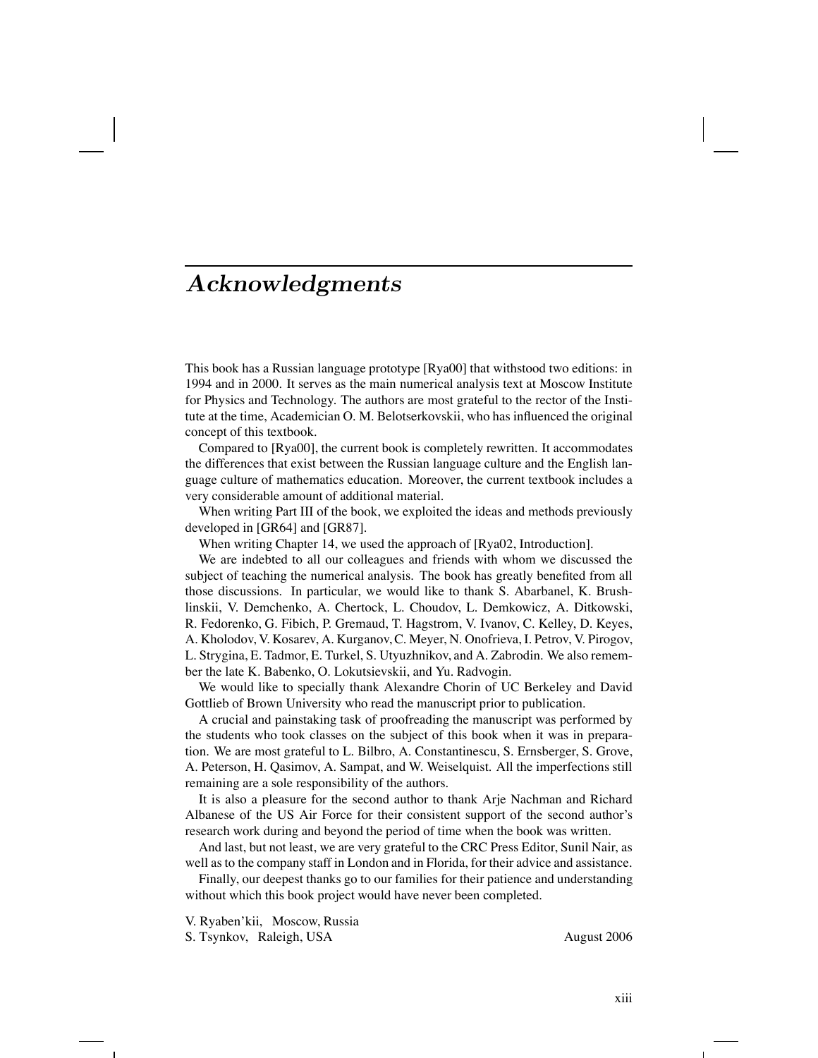# *Acknowledgments*

This book has a Russian language prototype [Rya00] that withstood two editions: in 1994 and in 2000. It serves as the main numerical analysis text at Moscow Institute for Physics and Technology. The authors are most grateful to the rector of the Institute at the time, Academician O. M. Belotserkovskii, who has influenced the original concept of this textbook.

Compared to [Rya00], the current book is completely rewritten. It accommodates the differences that exist between the Russian language culture and the English language culture of mathematics education. Moreover, the current textbook includes a very considerable amount of additional material.

When writing Part III of the book, we exploited the ideas and methods previously developed in [GR64] and [GR87].

When writing Chapter 14, we used the approach of [Rya02, Introduction].

We are indebted to all our colleagues and friends with whom we discussed the subject of teaching the numerical analysis. The book has greatly benefited from all those discussions. In particular, we would like to thank S. Abarbanel, K. Brushlinskii, V. Demchenko, A. Chertock, L. Choudov, L. Demkowicz, A. Ditkowski, R. Fedorenko, G. Fibich, P. Gremaud, T. Hagstrom, V. Ivanov, C. Kelley, D. Keyes, A. Kholodov, V. Kosarev, A. Kurganov, C. Meyer, N. Onofrieva, I. Petrov, V. Pirogov, L. Strygina, E. Tadmor, E. Turkel, S. Utyuzhnikov, and A. Zabrodin. We also remember the late K. Babenko, O. Lokutsievskii, and Yu. Radvogin.

We would like to specially thank Alexandre Chorin of UC Berkeley and David Gottlieb of Brown University who read the manuscript prior to publication.

A crucial and painstaking task of proofreading the manuscript was performed by the students who took classes on the subject of this book when it was in preparation. We are most grateful to L. Bilbro, A. Constantinescu, S. Ernsberger, S. Grove, A. Peterson, H. Qasimov, A. Sampat, and W. Weiselquist. All the imperfections still remaining are a sole responsibility of the authors.

It is also a pleasure for the second author to thank Arje Nachman and Richard Albanese of the US Air Force for their consistent support of the second author's research work during and beyond the period of time when the book was written.

And last, but not least, we are very grateful to the CRC Press Editor, Sunil Nair, as well as to the company staff in London and in Florida, for their advice and assistance.

Finally, our deepest thanks go to our families for their patience and understanding without which this book project would have never been completed.

V. Ryaben'kii, Moscow, Russia
S. Tsynkov, Raleigh, USA

August 2006